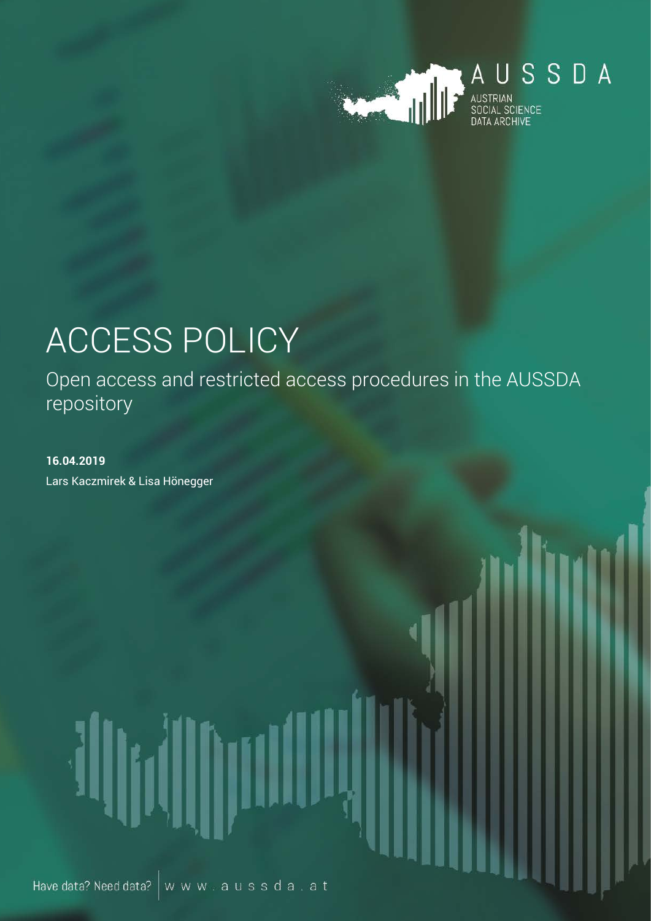AUSSDA

AUSTRIAN SOCIAL SCIENCE DATA ARCHIVE

# ACCESS POLICY

Open access and restricted access procedures in the AUSSDA repository

**16.04.2019**

Lars Kaczmirek & Lisa Hönegger

Have data? Need data? www.aussda.at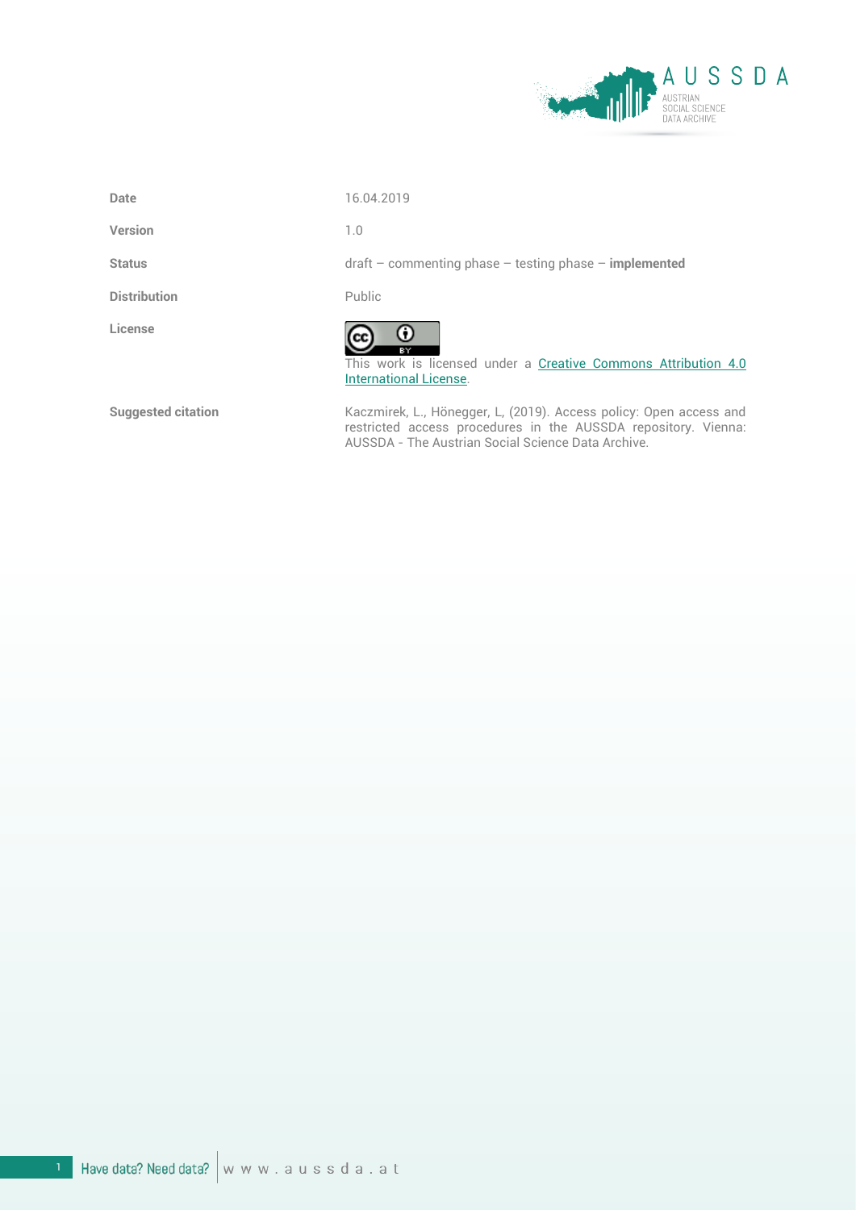| | |
|---|---|
| **Date** | 16.04.2019 |
| **Version** | 1.0 |
| **Status** | draft – commenting phase – testing phase – **implemented** |
| **Distribution** | Public |
| **License** | This work is licensed under a Creative Commons Attribution 4.0 International License. |
| **Suggested citation** | Kaczmirek, L., Hönegger, L, (2019). Access policy: Open access and restricted access procedures in the AUSSDA repository. Vienna: AUSSDA - The Austrian Social Science Data Archive. |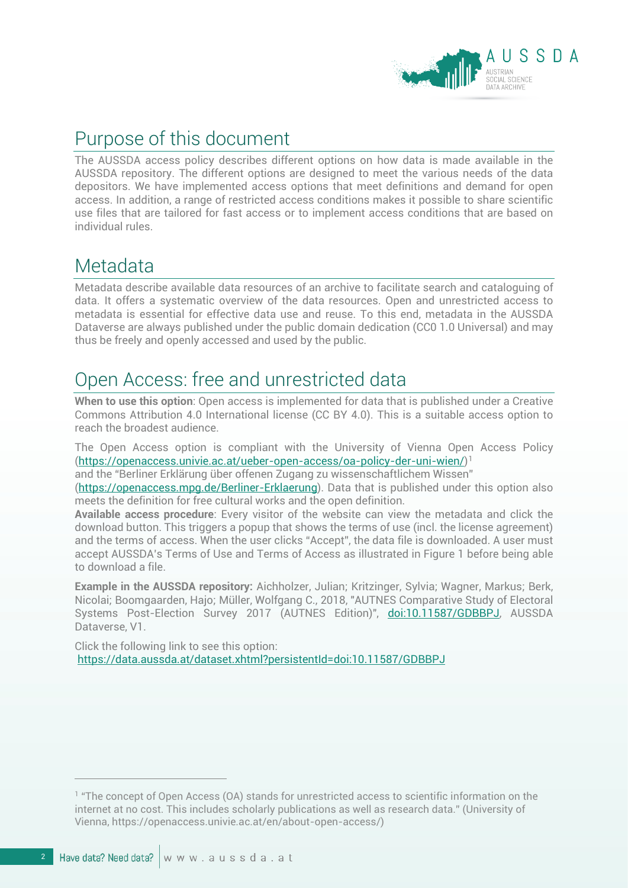## Purpose of this document

The AUSSDA access policy describes different options on how data is made available in the AUSSDA repository. The different options are designed to meet the various needs of the data depositors. We have implemented access options that meet definitions and demand for open access. In addition, a range of restricted access conditions makes it possible to share scientific use files that are tailored for fast access or to implement access conditions that are based on individual rules.

## Metadata

Metadata describe available data resources of an archive to facilitate search and cataloguing of data. It offers a systematic overview of the data resources. Open and unrestricted access to metadata is essential for effective data use and reuse. To this end, metadata in the AUSSDA Dataverse are always published under the public domain dedication (CC0 1.0 Universal) and may thus be freely and openly accessed and used by the public.

## Open Access: free and unrestricted data

**When to use this option**: Open access is implemented for data that is published under a Creative Commons Attribution 4.0 International license (CC BY 4.0). This is a suitable access option to reach the broadest audience.

The Open Access option is compliant with the University of Vienna Open Access Policy (https://openaccess.univie.ac.at/ueber-open-access/oa-policy-der-uni-wien/)[1] and the "Berliner Erklärung über offenen Zugang zu wissenschaftlichem Wissen" (https://openaccess.mpg.de/Berliner-Erklaerung). Data that is published under this option also meets the definition for free cultural works and the open definition.

**Available access procedure**: Every visitor of the website can view the metadata and click the download button. This triggers a popup that shows the terms of use (incl. the license agreement) and the terms of access. When the user clicks "Accept", the data file is downloaded. A user must accept AUSSDA's Terms of Use and Terms of Access as illustrated in Figure 1 before being able to download a file.

**Example in the AUSSDA repository:** Aichholzer, Julian; Kritzinger, Sylvia; Wagner, Markus; Berk, Nicolai; Boomgaarden, Hajo; Müller, Wolfgang C., 2018, "AUTNES Comparative Study of Electoral Systems Post-Election Survey 2017 (AUTNES Edition)", doi:10.11587/GDBBPJ, AUSSDA Dataverse, V1.

Click the following link to see this option:
https://data.aussda.at/dataset.xhtml?persistentId=doi:10.11587/GDBBPJ

[1] "The concept of Open Access (OA) stands for unrestricted access to scientific information on the internet at no cost. This includes scholarly publications as well as research data." (University of Vienna, https://openaccess.univie.ac.at/en/about-open-access/)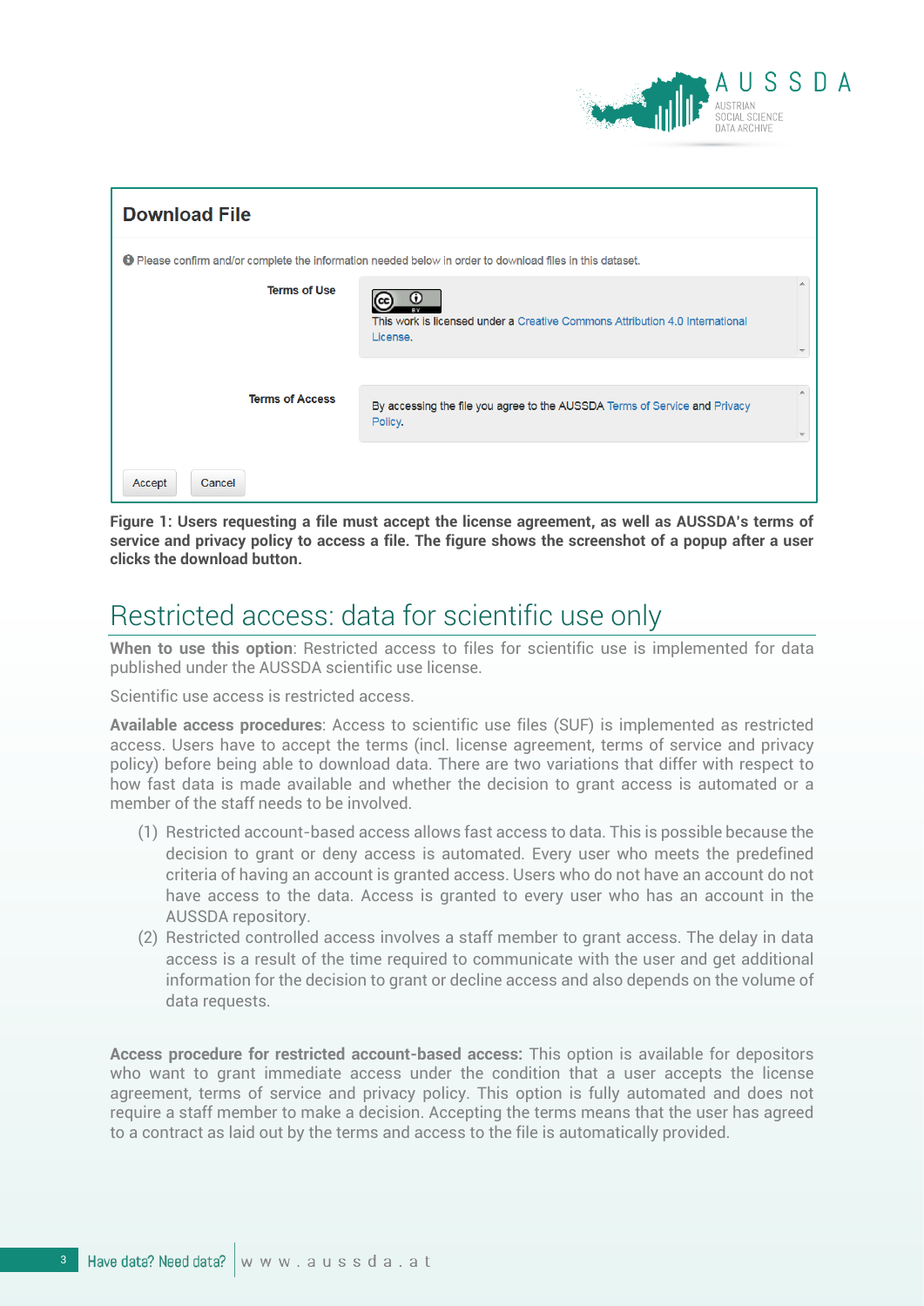**Download File**

Please confirm and/or complete the information needed below in order to download files in this dataset.

**Terms of Use**

This work is licensed under a Creative Commons Attribution 4.0 International License.

**Terms of Access**

By accessing the file you agree to the AUSSDA Terms of Service and Privacy Policy.

Accept Cancel

**Figure 1: Users requesting a file must accept the license agreement, as well as AUSSDA's terms of service and privacy policy to access a file. The figure shows the screenshot of a popup after a user clicks the download button.**

## Restricted access: data for scientific use only

**When to use this option**: Restricted access to files for scientific use is implemented for data published under the AUSSDA scientific use license.

Scientific use access is restricted access.

**Available access procedures**: Access to scientific use files (SUF) is implemented as restricted access. Users have to accept the terms (incl. license agreement, terms of service and privacy policy) before being able to download data. There are two variations that differ with respect to how fast data is made available and whether the decision to grant access is automated or a member of the staff needs to be involved.

(1) Restricted account-based access allows fast access to data. This is possible because the decision to grant or deny access is automated. Every user who meets the predefined criteria of having an account is granted access. Users who do not have an account do not have access to the data. Access is granted to every user who has an account in the AUSSDA repository.

(2) Restricted controlled access involves a staff member to grant access. The delay in data access is a result of the time required to communicate with the user and get additional information for the decision to grant or decline access and also depends on the volume of data requests.

**Access procedure for restricted account-based access:** This option is available for depositors who want to grant immediate access under the condition that a user accepts the license agreement, terms of service and privacy policy. This option is fully automated and does not require a staff member to make a decision. Accepting the terms means that the user has agreed to a contract as laid out by the terms and access to the file is automatically provided.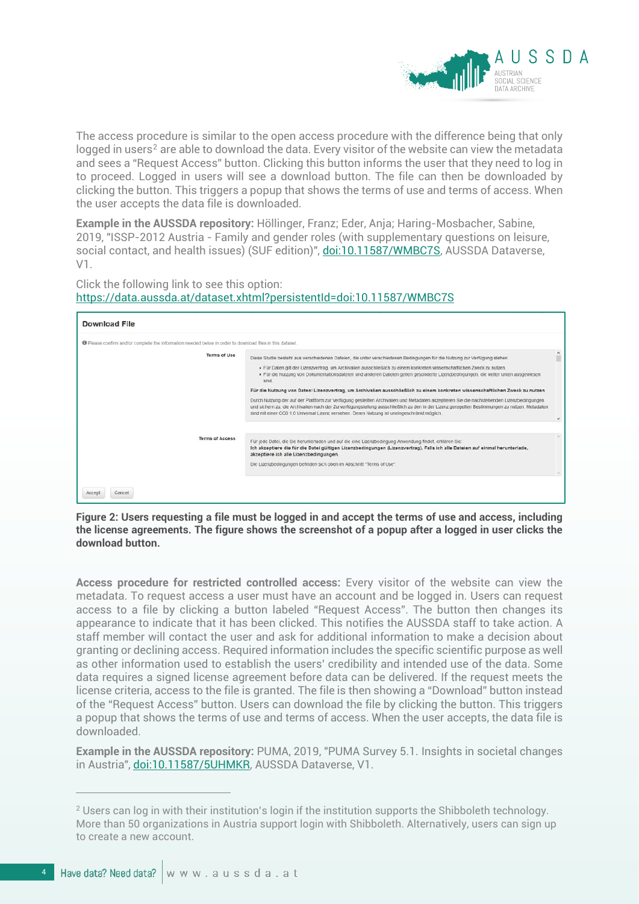The access procedure is similar to the open access procedure with the difference being that only logged in users[2] are able to download the data. Every visitor of the website can view the metadata and sees a "Request Access" button. Clicking this button informs the user that they need to log in to proceed. Logged in users will see a download button. The file can then be downloaded by clicking the button. This triggers a popup that shows the terms of use and terms of access. When the user accepts the data file is downloaded.

**Example in the AUSSDA repository:** Höllinger, Franz; Eder, Anja; Haring-Mosbacher, Sabine, 2019, "ISSP-2012 Austria - Family and gender roles (with supplementary questions on leisure, social contact, and health issues) (SUF edition)", [doi:10.11587/WMBC7S](https://doi.org/10.11587/WMBC7S), AUSSDA Dataverse, V1.

Click the following link to see this option:
[https://data.aussda.at/dataset.xhtml?persistentId=doi:10.11587/WMBC7S](https://data.aussda.at/dataset.xhtml?persistentId=doi:10.11587/WMBC7S)

**Download File**

Please confirm and/or complete the information needed below in order to download files in this dataset.

**Terms of Use**

Diese Studie besteht aus verschiedenen Dateien, die unter verschiedenen Bedingungen für die Nutzung zur Verfügung stehen.

- Für Daten gilt der Lizenzvertrag, um Archivalien ausschließlich zu einem konkreten wissenschaftlichen Zweck zu nutzen.
- Für die Nutzung von Dokumentationsdateien und anderen Dateien gelten gesonderte Lizenzbedingungen, die weiter unten ausgewiesen sind.

**Für die Nutzung von Daten: Lizenzvertrag, um Archivalien ausschließlich zu einem konkreten wissenschaftlichen Zweck zu nutzen**

Durch Nutzung der auf der Plattform zur Verfügung gestellten Archivalien und Metadaten akzeptieren Sie die nachstehenden Lizenzbedingungen und sichern zu, die Archivalien nach der Zurverfügungstellung ausschließlich zu den in der Lizenz geregelten Bestimmungen zu nutzen. Metadaten sind mit einer CC0 1.0 Universal Lizenz versehen. Deren Nutzung ist uneingeschränkt möglich.

**Terms of Access**

Für jede Datei, die Sie herunterladen und auf die eine Lizenzbedingung Anwendung findet, erklären Sie:
**Ich akzeptiere die für die Datei gültigen Lizenzbedingungen (Lizenzvertrag). Falls ich alle Dateien auf einmal herunterlade, akzeptiere ich alle Lizenzbedingungen.**

Die Lizenzbedingungen befinden sich oben im Abschnitt "Terms of Use".

Accept Cancel

**Figure 2: Users requesting a file must be logged in and accept the terms of use and access, including the license agreements. The figure shows the screenshot of a popup after a logged in user clicks the download button.**

**Access procedure for restricted controlled access:** Every visitor of the website can view the metadata. To request access a user must have an account and be logged in. Users can request access to a file by clicking a button labeled "Request Access". The button then changes its appearance to indicate that it has been clicked. This notifies the AUSSDA staff to take action. A staff member will contact the user and ask for additional information to make a decision about granting or declining access. Required information includes the specific scientific purpose as well as other information used to establish the users' credibility and intended use of the data. Some data requires a signed license agreement before data can be delivered. If the request meets the license criteria, access to the file is granted. The file is then showing a "Download" button instead of the "Request Access" button. Users can download the file by clicking the button. This triggers a popup that shows the terms of use and terms of access. When the user accepts, the data file is downloaded.

**Example in the AUSSDA repository:** PUMA, 2019, "PUMA Survey 5.1. Insights in societal changes in Austria", [doi:10.11587/5UHMKR](https://doi.org/10.11587/5UHMKR), AUSSDA Dataverse, V1.

---

[2] Users can log in with their institution's login if the institution supports the Shibboleth technology. More than 50 organizations in Austria support login with Shibboleth. Alternatively, users can sign up to create a new account.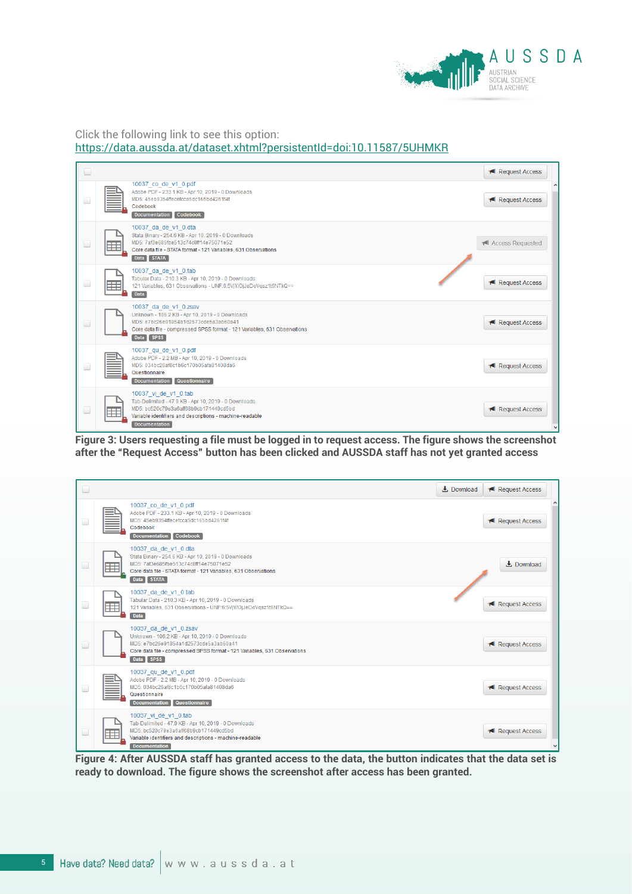Click the following link to see this option:
https://data.aussda.at/dataset.xhtml?persistentId=doi:10.11587/5UHMKR

**Figure 3: Users requesting a file must be logged in to request access. The figure shows the screenshot after the "Request Access" button has been clicked and AUSSDA staff has not yet granted access**

**Figure 4: After AUSSDA staff has granted access to the data, the button indicates that the data set is ready to download. The figure shows the screenshot after access has been granted.**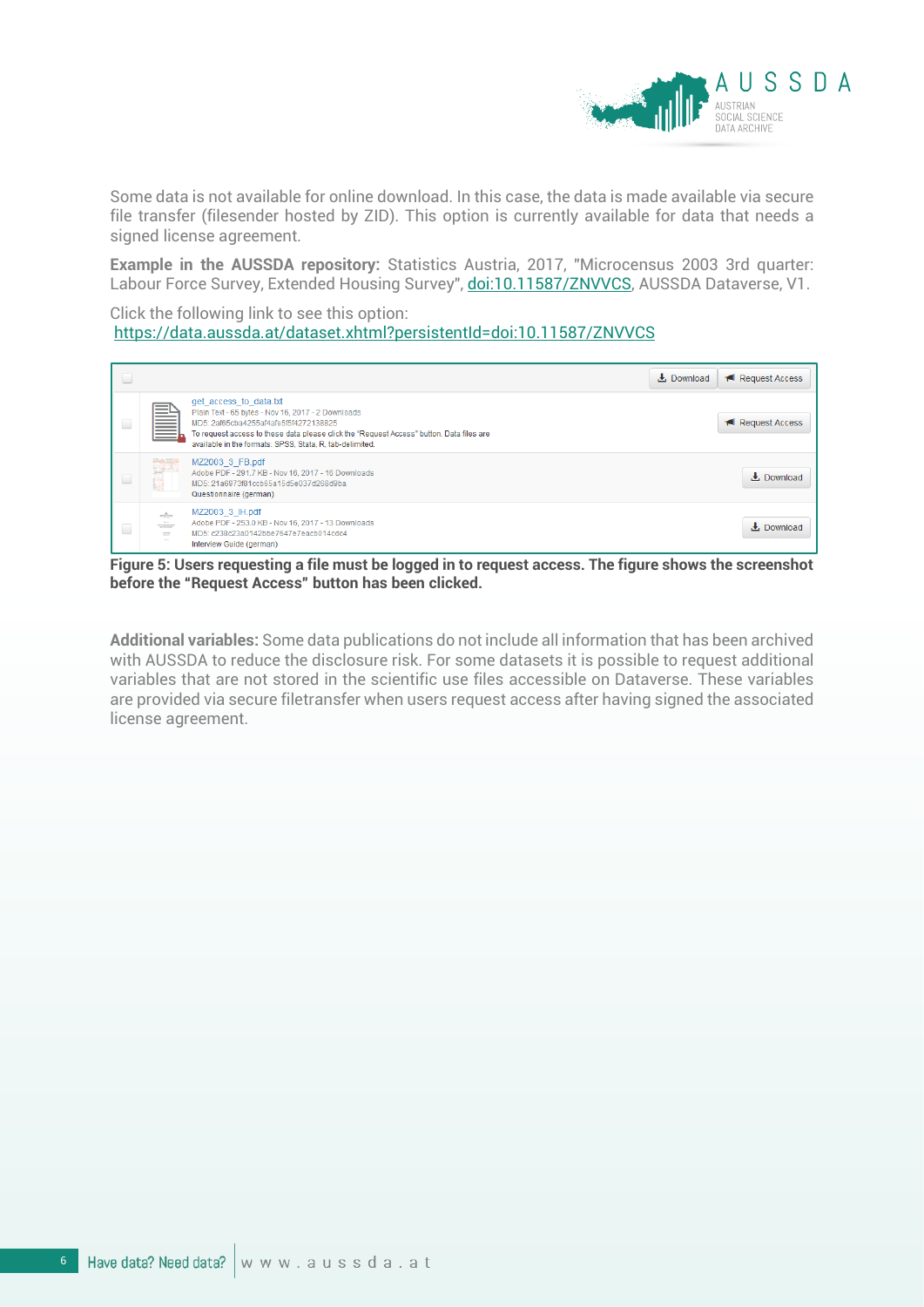Some data is not available for online download. In this case, the data is made available via secure file transfer (filesender hosted by ZID). This option is currently available for data that needs a signed license agreement.

**Example in the AUSSDA repository:** Statistics Austria, 2017, "Microcensus 2003 3rd quarter: Labour Force Survey, Extended Housing Survey", doi:10.11587/ZNVVCS, AUSSDA Dataverse, V1.

Click the following link to see this option:
https://data.aussda.at/dataset.xhtml?persistentId=doi:10.11587/ZNVVCS

Download | Request Access

get_access_to_data.txt
Plain Text - 65 bytes - Nov 16, 2017 - 2 Downloads
MD5: 2af65cba4255af4afe5f5f4272138825
To request access to these data please click the "Request Access" button. Data files are available in the formats: SPSS, Stata, R, tab-delimited.
Request Access

MZ2003_3_FB.pdf
Adobe PDF - 291.7 KB - Nov 16, 2017 - 16 Downloads
MD5: 21a6973f81ccb65a15d5e037d268d9ba
Questionnaire (german)
Download

MZ2003_3_IH.pdf
Adobe PDF - 253.0 KB - Nov 16, 2017 - 13 Downloads
MD5: c238c23a0142bbe7647e7eacb014cdc4
Interview Guide (german)
Download

**Figure 5: Users requesting a file must be logged in to request access. The figure shows the screenshot before the "Request Access" button has been clicked.**

**Additional variables:** Some data publications do not include all information that has been archived with AUSSDA to reduce the disclosure risk. For some datasets it is possible to request additional variables that are not stored in the scientific use files accessible on Dataverse. These variables are provided via secure filetransfer when users request access after having signed the associated license agreement.